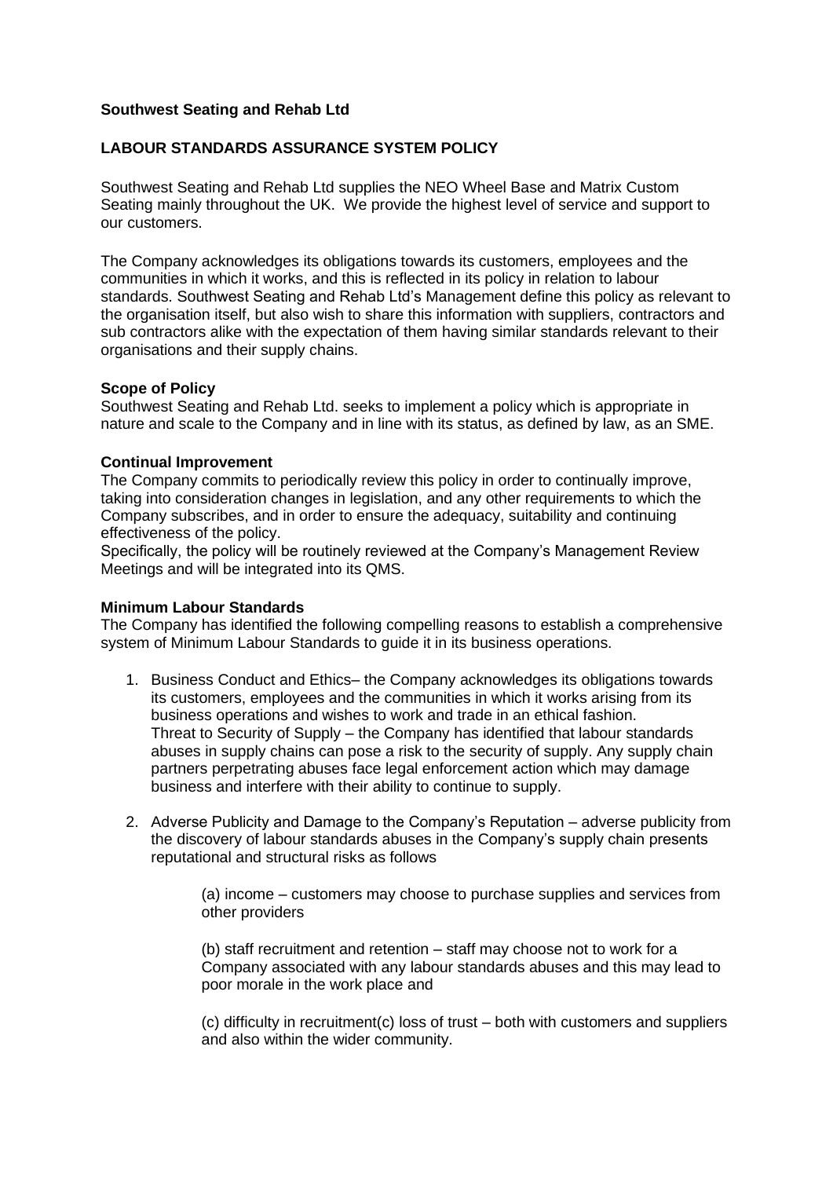**Southwest Seating and Rehab Ltd**

**LABOUR STANDARDS ASSURANCE SYSTEM POLICY**

Southwest Seating and Rehab Ltd supplies the NEO Wheel Base and Matrix Custom Seating mainly throughout the UK. We provide the highest level of service and support to our customers.

The Company acknowledges its obligations towards its customers, employees and the communities in which it works, and this is reflected in its policy in relation to labour standards. Southwest Seating and Rehab Ltd's Management define this policy as relevant to the organisation itself, but also wish to share this information with suppliers, contractors and sub contractors alike with the expectation of them having similar standards relevant to their organisations and their supply chains.

**Scope of Policy**
Southwest Seating and Rehab Ltd. seeks to implement a policy which is appropriate in nature and scale to the Company and in line with its status, as defined by law, as an SME.

**Continual Improvement**
The Company commits to periodically review this policy in order to continually improve, taking into consideration changes in legislation, and any other requirements to which the Company subscribes, and in order to ensure the adequacy, suitability and continuing effectiveness of the policy.
Specifically, the policy will be routinely reviewed at the Company's Management Review Meetings and will be integrated into its QMS.

**Minimum Labour Standards**
The Company has identified the following compelling reasons to establish a comprehensive system of Minimum Labour Standards to guide it in its business operations.

1. Business Conduct and Ethics– the Company acknowledges its obligations towards its customers, employees and the communities in which it works arising from its business operations and wishes to work and trade in an ethical fashion.
   Threat to Security of Supply – the Company has identified that labour standards abuses in supply chains can pose a risk to the security of supply. Any supply chain partners perpetrating abuses face legal enforcement action which may damage business and interfere with their ability to continue to supply.

2. Adverse Publicity and Damage to the Company's Reputation – adverse publicity from the discovery of labour standards abuses in the Company's supply chain presents reputational and structural risks as follows

   (a) income – customers may choose to purchase supplies and services from other providers

   (b) staff recruitment and retention – staff may choose not to work for a Company associated with any labour standards abuses and this may lead to poor morale in the work place and

   (c) difficulty in recruitment(c) loss of trust – both with customers and suppliers and also within the wider community.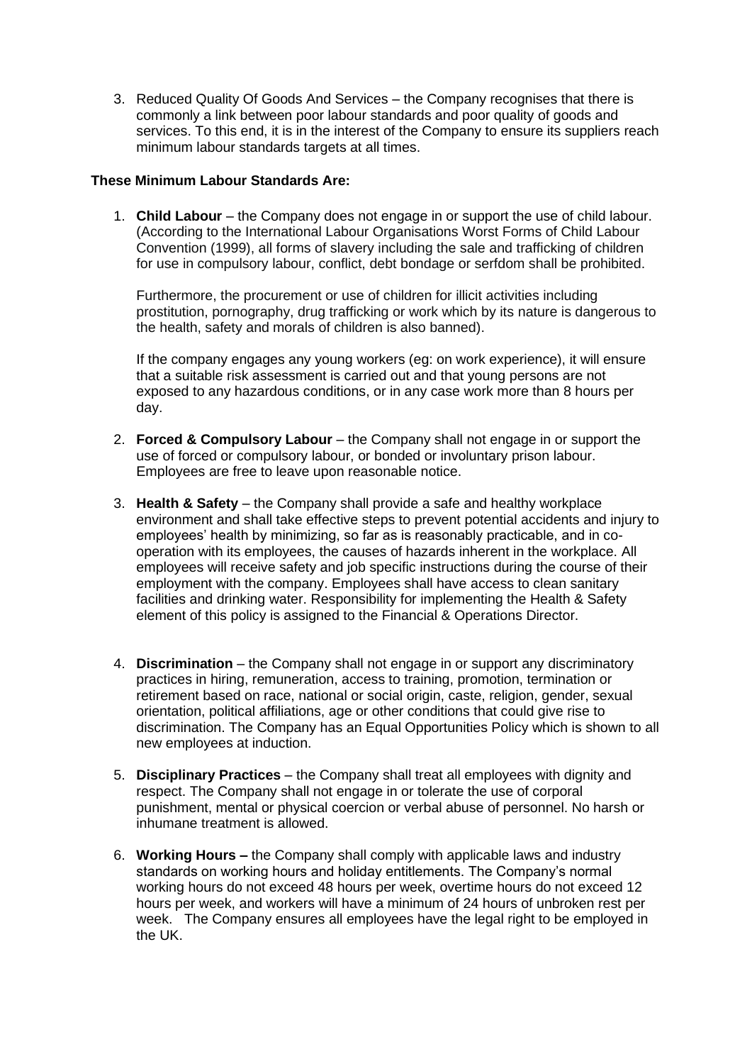3. Reduced Quality Of Goods And Services – the Company recognises that there is commonly a link between poor labour standards and poor quality of goods and services. To this end, it is in the interest of the Company to ensure its suppliers reach minimum labour standards targets at all times.

**These Minimum Labour Standards Are:**

1. **Child Labour** – the Company does not engage in or support the use of child labour. (According to the International Labour Organisations Worst Forms of Child Labour Convention (1999), all forms of slavery including the sale and trafficking of children for use in compulsory labour, conflict, debt bondage or serfdom shall be prohibited.

   Furthermore, the procurement or use of children for illicit activities including prostitution, pornography, drug trafficking or work which by its nature is dangerous to the health, safety and morals of children is also banned).

   If the company engages any young workers (eg: on work experience), it will ensure that a suitable risk assessment is carried out and that young persons are not exposed to any hazardous conditions, or in any case work more than 8 hours per day.

2. **Forced & Compulsory Labour** – the Company shall not engage in or support the use of forced or compulsory labour, or bonded or involuntary prison labour. Employees are free to leave upon reasonable notice.

3. **Health & Safety** – the Company shall provide a safe and healthy workplace environment and shall take effective steps to prevent potential accidents and injury to employees' health by minimizing, so far as is reasonably practicable, and in co-operation with its employees, the causes of hazards inherent in the workplace. All employees will receive safety and job specific instructions during the course of their employment with the company. Employees shall have access to clean sanitary facilities and drinking water. Responsibility for implementing the Health & Safety element of this policy is assigned to the Financial & Operations Director.

4. **Discrimination** – the Company shall not engage in or support any discriminatory practices in hiring, remuneration, access to training, promotion, termination or retirement based on race, national or social origin, caste, religion, gender, sexual orientation, political affiliations, age or other conditions that could give rise to discrimination. The Company has an Equal Opportunities Policy which is shown to all new employees at induction.

5. **Disciplinary Practices** – the Company shall treat all employees with dignity and respect. The Company shall not engage in or tolerate the use of corporal punishment, mental or physical coercion or verbal abuse of personnel. No harsh or inhumane treatment is allowed.

6. **Working Hours –** the Company shall comply with applicable laws and industry standards on working hours and holiday entitlements. The Company's normal working hours do not exceed 48 hours per week, overtime hours do not exceed 12 hours per week, and workers will have a minimum of 24 hours of unbroken rest per week. The Company ensures all employees have the legal right to be employed in the UK.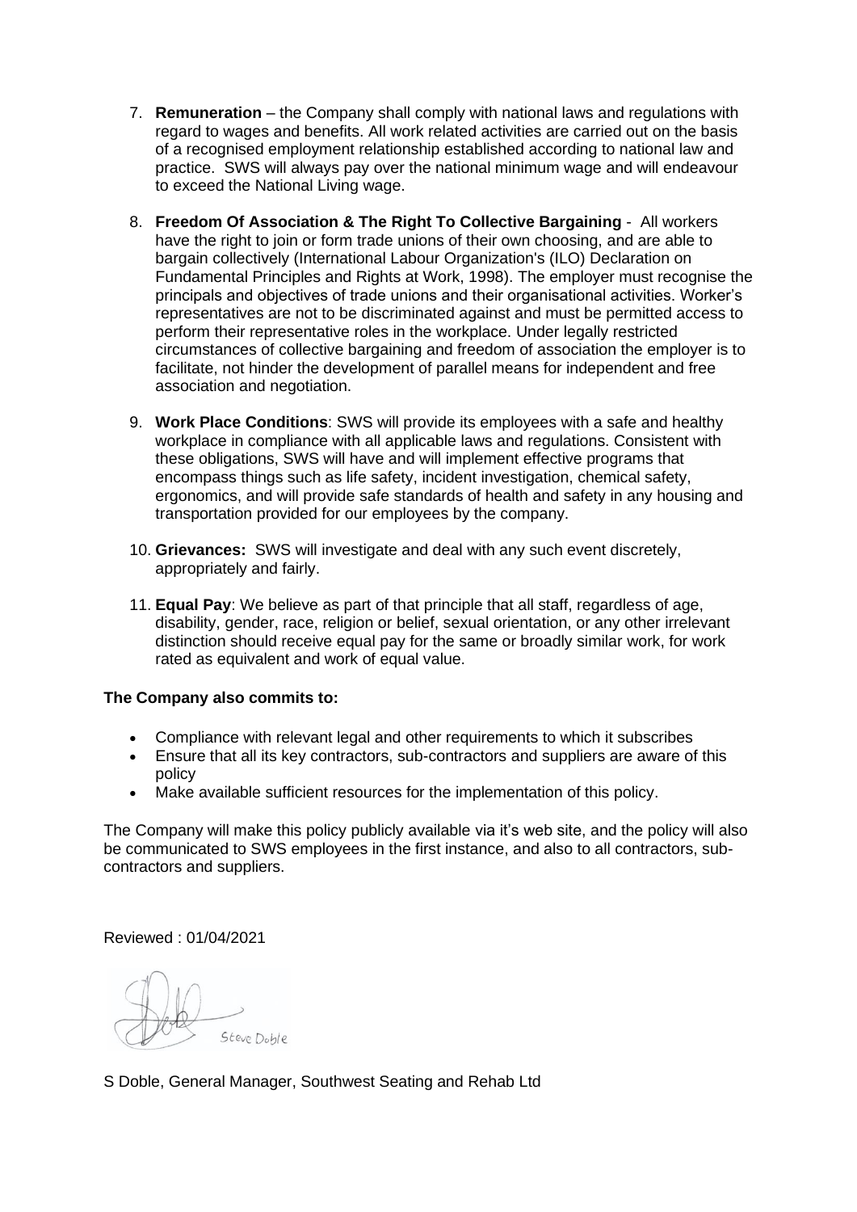7. **Remuneration** – the Company shall comply with national laws and regulations with regard to wages and benefits. All work related activities are carried out on the basis of a recognised employment relationship established according to national law and practice. SWS will always pay over the national minimum wage and will endeavour to exceed the National Living wage.

8. **Freedom Of Association & The Right To Collective Bargaining** - All workers have the right to join or form trade unions of their own choosing, and are able to bargain collectively (International Labour Organization's (ILO) Declaration on Fundamental Principles and Rights at Work, 1998). The employer must recognise the principals and objectives of trade unions and their organisational activities. Worker's representatives are not to be discriminated against and must be permitted access to perform their representative roles in the workplace. Under legally restricted circumstances of collective bargaining and freedom of association the employer is to facilitate, not hinder the development of parallel means for independent and free association and negotiation.

9. **Work Place Conditions**: SWS will provide its employees with a safe and healthy workplace in compliance with all applicable laws and regulations. Consistent with these obligations, SWS will have and will implement effective programs that encompass things such as life safety, incident investigation, chemical safety, ergonomics, and will provide safe standards of health and safety in any housing and transportation provided for our employees by the company.

10. **Grievances:** SWS will investigate and deal with any such event discretely, appropriately and fairly.

11. **Equal Pay**: We believe as part of that principle that all staff, regardless of age, disability, gender, race, religion or belief, sexual orientation, or any other irrelevant distinction should receive equal pay for the same or broadly similar work, for work rated as equivalent and work of equal value.

**The Company also commits to:**

- Compliance with relevant legal and other requirements to which it subscribes
- Ensure that all its key contractors, sub-contractors and suppliers are aware of this policy
- Make available sufficient resources for the implementation of this policy.

The Company will make this policy publicly available via it's web site, and the policy will also be communicated to SWS employees in the first instance, and also to all contractors, sub-contractors and suppliers.

Reviewed : 01/04/2021

Steve Doble

S Doble, General Manager, Southwest Seating and Rehab Ltd